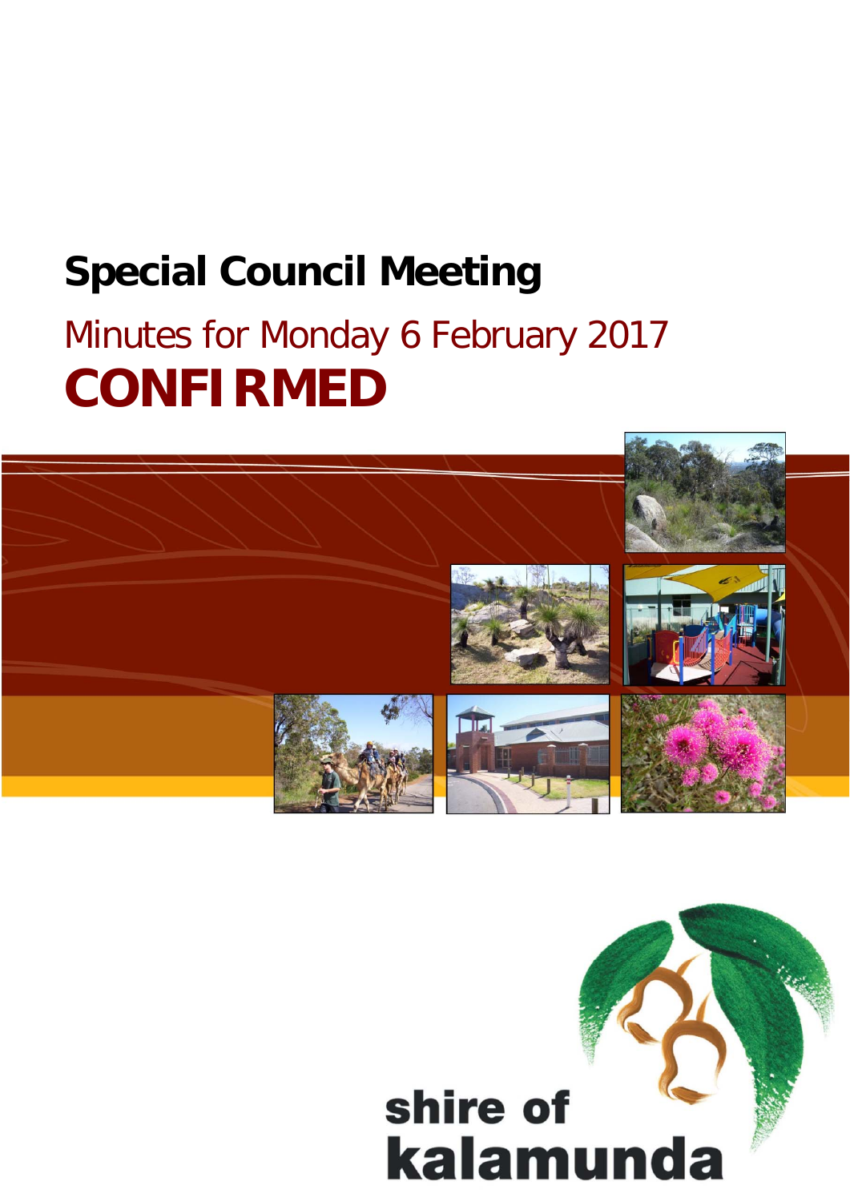# Special Council Meeting

## Minutes for Monday 6 February 2017

# CONFIRMED

shire of kalamunda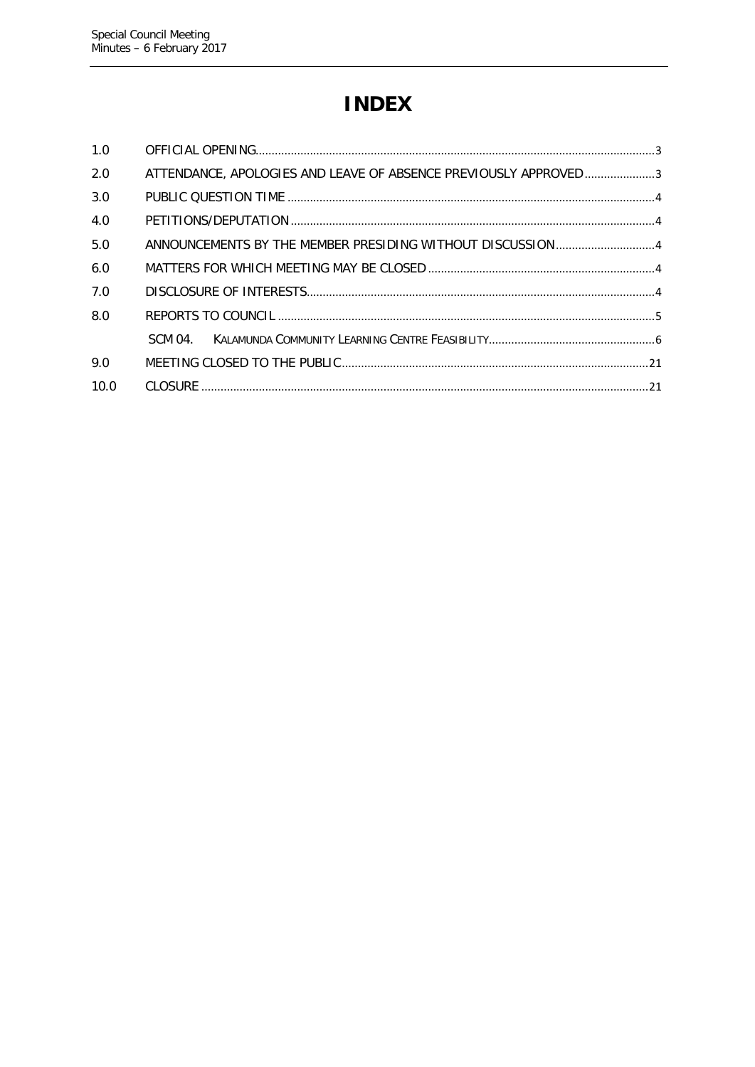# INDEX

| | | |
|---|---|---|
| 1.0 | OFFICIAL OPENING | 3 |
| 2.0 | ATTENDANCE, APOLOGIES AND LEAVE OF ABSENCE PREVIOUSLY APPROVED | 3 |
| 3.0 | PUBLIC QUESTION TIME | 4 |
| 4.0 | PETITIONS/DEPUTATION | 4 |
| 5.0 | ANNOUNCEMENTS BY THE MEMBER PRESIDING WITHOUT DISCUSSION | 4 |
| 6.0 | MATTERS FOR WHICH MEETING MAY BE CLOSED | 4 |
| 7.0 | DISCLOSURE OF INTERESTS | 4 |
| 8.0 | REPORTS TO COUNCIL | 5 |
| | SCM 04. KALAMUNDA COMMUNITY LEARNING CENTRE FEASIBILITY | 6 |
| 9.0 | MEETING CLOSED TO THE PUBLIC | 21 |
| 10.0 | CLOSURE | 21 |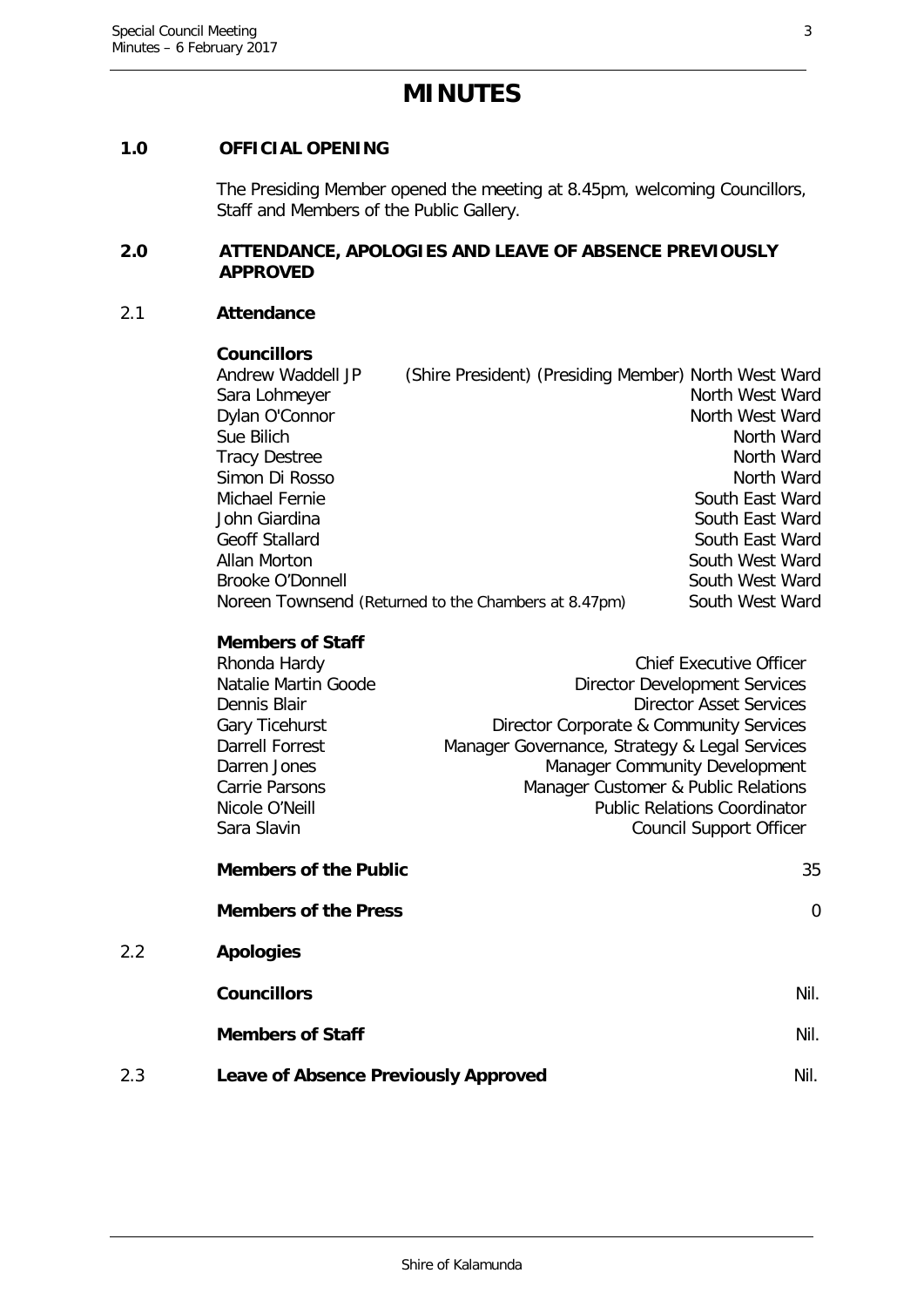# MINUTES

## 1.0 OFFICIAL OPENING

The Presiding Member opened the meeting at 8.45pm, welcoming Councillors, Staff and Members of the Public Gallery.

## 2.0 ATTENDANCE, APOLOGIES AND LEAVE OF ABSENCE PREVIOUSLY APPROVED

### 2.1 Attendance

**Councillors**

| | |
|---|---|
| Andrew Waddell JP (Shire President) (Presiding Member) | North West Ward |
| Sara Lohmeyer | North West Ward |
| Dylan O'Connor | North West Ward |
| Sue Bilich | North Ward |
| Tracy Destree | North Ward |
| Simon Di Rosso | North Ward |
| Michael Fernie | South East Ward |
| John Giardina | South East Ward |
| Geoff Stallard | South East Ward |
| Allan Morton | South West Ward |
| Brooke O'Donnell | South West Ward |
| Noreen Townsend (Returned to the Chambers at 8.47pm) | South West Ward |

**Members of Staff**

| | |
|---|---|
| Rhonda Hardy | Chief Executive Officer |
| Natalie Martin Goode | Director Development Services |
| Dennis Blair | Director Asset Services |
| Gary Ticehurst | Director Corporate & Community Services |
| Darrell Forrest | Manager Governance, Strategy & Legal Services |
| Darren Jones | Manager Community Development |
| Carrie Parsons | Manager Customer & Public Relations |
| Nicole O'Neill | Public Relations Coordinator |
| Sara Slavin | Council Support Officer |

**Members of the Public** 35

**Members of the Press** 0

### 2.2 Apologies

**Councillors** Nil.

**Members of Staff** Nil.

### 2.3 Leave of Absence Previously Approved Nil.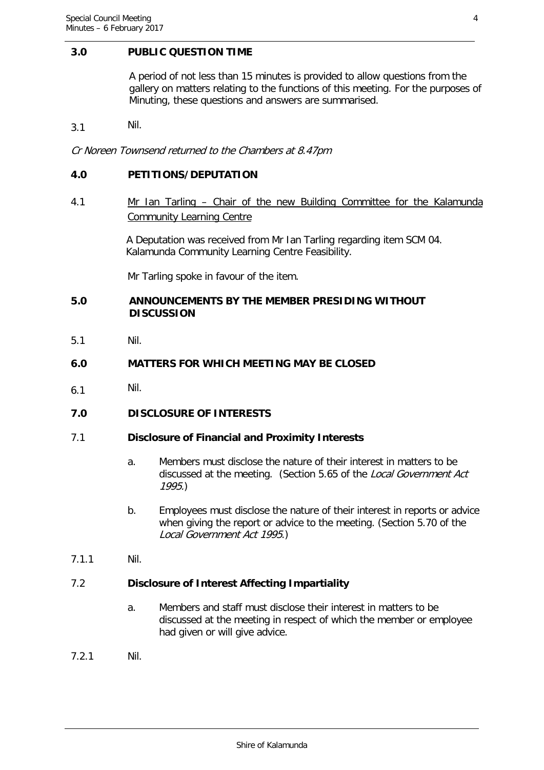## 3.0 PUBLIC QUESTION TIME

A period of not less than 15 minutes is provided to allow questions from the gallery on matters relating to the functions of this meeting. For the purposes of Minuting, these questions and answers are summarised.

3.1 Nil.

*Cr Noreen Townsend returned to the Chambers at 8.47pm*

## 4.0 PETITIONS/DEPUTATION

4.1 Mr Ian Tarling – Chair of the new Building Committee for the Kalamunda Community Learning Centre

A Deputation was received from Mr Ian Tarling regarding item SCM 04. Kalamunda Community Learning Centre Feasibility.

Mr Tarling spoke in favour of the item.

## 5.0 ANNOUNCEMENTS BY THE MEMBER PRESIDING WITHOUT DISCUSSION

5.1 Nil.

## 6.0 MATTERS FOR WHICH MEETING MAY BE CLOSED

6.1 Nil.

## 7.0 DISCLOSURE OF INTERESTS

### 7.1 Disclosure of Financial and Proximity Interests

a. Members must disclose the nature of their interest in matters to be discussed at the meeting. (Section 5.65 of the *Local Government Act 1995*.)

b. Employees must disclose the nature of their interest in reports or advice when giving the report or advice to the meeting. (Section 5.70 of the *Local Government Act 1995*.)

7.1.1 Nil.

### 7.2 Disclosure of Interest Affecting Impartiality

a. Members and staff must disclose their interest in matters to be discussed at the meeting in respect of which the member or employee had given or will give advice.

7.2.1 Nil.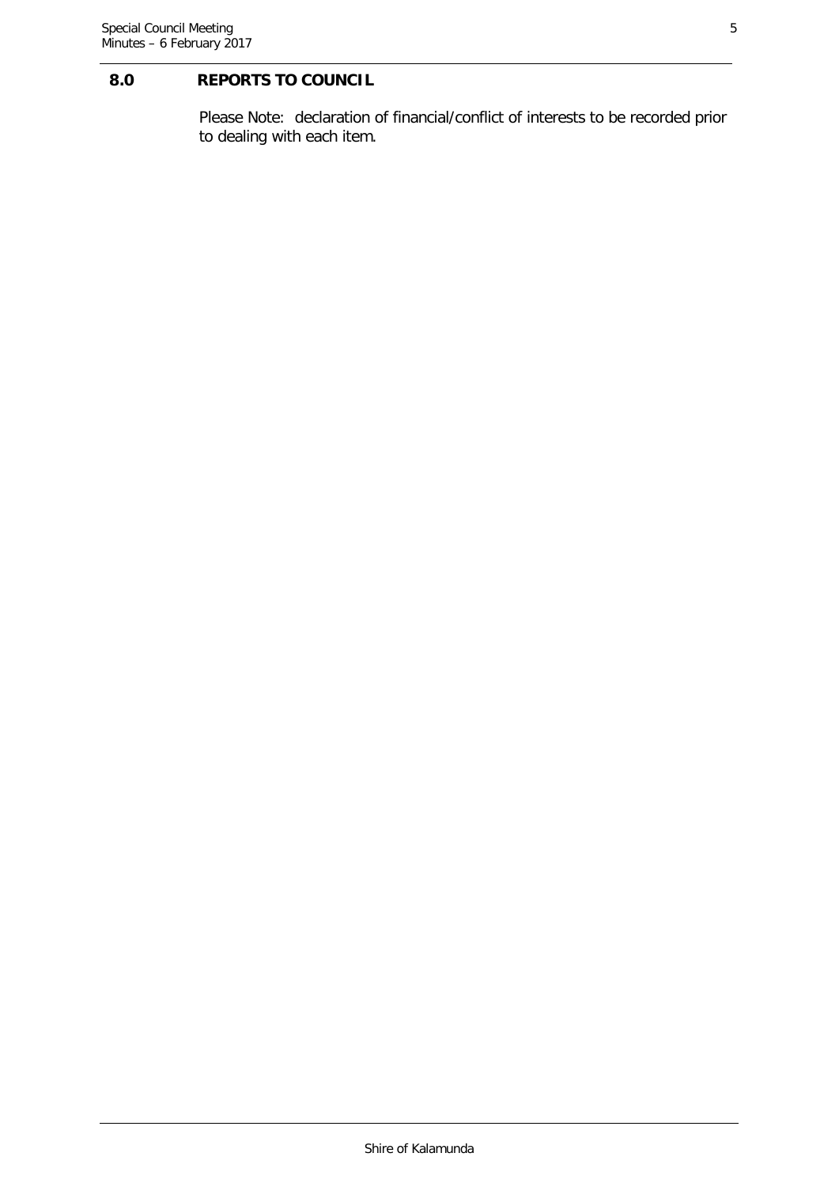## 8.0 REPORTS TO COUNCIL

Please Note: declaration of financial/conflict of interests to be recorded prior to dealing with each item.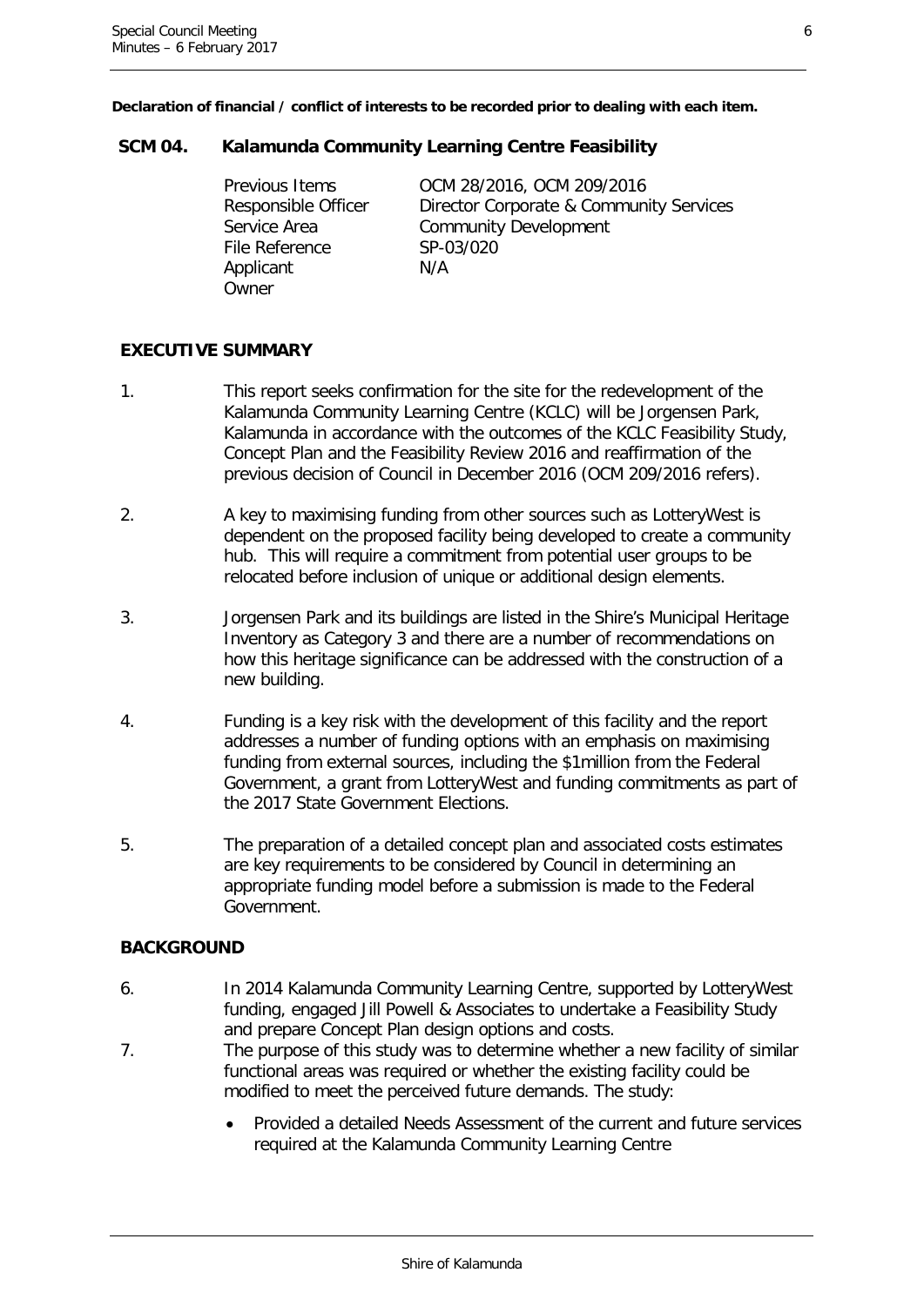**Declaration of financial / conflict of interests to be recorded prior to dealing with each item.**

## SCM 04. Kalamunda Community Learning Centre Feasibility

| | |
|---|---|
| Previous Items | OCM 28/2016, OCM 209/2016 |
| Responsible Officer | Director Corporate & Community Services |
| Service Area | Community Development |
| File Reference | SP-03/020 |
| Applicant | N/A |
| Owner | |

### EXECUTIVE SUMMARY

1. This report seeks confirmation for the site for the redevelopment of the Kalamunda Community Learning Centre (KCLC) will be Jorgensen Park, Kalamunda in accordance with the outcomes of the KCLC Feasibility Study, Concept Plan and the Feasibility Review 2016 and reaffirmation of the previous decision of Council in December 2016 (OCM 209/2016 refers).

2. A key to maximising funding from other sources such as LotteryWest is dependent on the proposed facility being developed to create a community hub. This will require a commitment from potential user groups to be relocated before inclusion of unique or additional design elements.

3. Jorgensen Park and its buildings are listed in the Shire's Municipal Heritage Inventory as Category 3 and there are a number of recommendations on how this heritage significance can be addressed with the construction of a new building.

4. Funding is a key risk with the development of this facility and the report addresses a number of funding options with an emphasis on maximising funding from external sources, including the $1million from the Federal Government, a grant from LotteryWest and funding commitments as part of the 2017 State Government Elections.

5. The preparation of a detailed concept plan and associated costs estimates are key requirements to be considered by Council in determining an appropriate funding model before a submission is made to the Federal Government.

### BACKGROUND

6. In 2014 Kalamunda Community Learning Centre, supported by LotteryWest funding, engaged Jill Powell & Associates to undertake a Feasibility Study and prepare Concept Plan design options and costs.

7. The purpose of this study was to determine whether a new facility of similar functional areas was required or whether the existing facility could be modified to meet the perceived future demands. The study:

   - Provided a detailed Needs Assessment of the current and future services required at the Kalamunda Community Learning Centre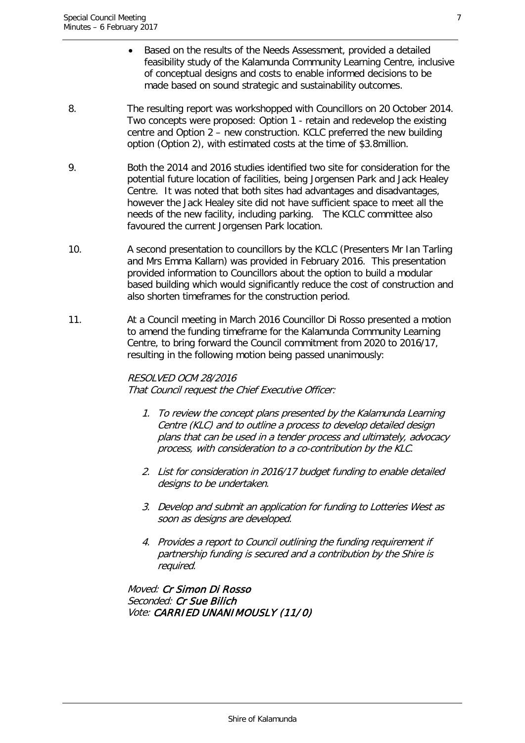- Based on the results of the Needs Assessment, provided a detailed feasibility study of the Kalamunda Community Learning Centre, inclusive of conceptual designs and costs to enable informed decisions to be made based on sound strategic and sustainability outcomes.

8. The resulting report was workshopped with Councillors on 20 October 2014. Two concepts were proposed: Option 1 - retain and redevelop the existing centre and Option 2 – new construction. KCLC preferred the new building option (Option 2), with estimated costs at the time of $3.8million.

9. Both the 2014 and 2016 studies identified two site for consideration for the potential future location of facilities, being Jorgensen Park and Jack Healey Centre. It was noted that both sites had advantages and disadvantages, however the Jack Healey site did not have sufficient space to meet all the needs of the new facility, including parking. The KCLC committee also favoured the current Jorgensen Park location.

10. A second presentation to councillors by the KCLC (Presenters Mr Ian Tarling and Mrs Emma Kallarn) was provided in February 2016. This presentation provided information to Councillors about the option to build a modular based building which would significantly reduce the cost of construction and also shorten timeframes for the construction period.

11. At a Council meeting in March 2016 Councillor Di Rosso presented a motion to amend the funding timeframe for the Kalamunda Community Learning Centre, to bring forward the Council commitment from 2020 to 2016/17, resulting in the following motion being passed unanimously:

*RESOLVED OCM 28/2016*
*That Council request the Chief Executive Officer:*

1. *To review the concept plans presented by the Kalamunda Learning Centre (KLC) and to outline a process to develop detailed design plans that can be used in a tender process and ultimately, advocacy process, with consideration to a co-contribution by the KLC.*

2. *List for consideration in 2016/17 budget funding to enable detailed designs to be undertaken.*

3. *Develop and submit an application for funding to Lotteries West as soon as designs are developed.*

4. *Provides a report to Council outlining the funding requirement if partnership funding is secured and a contribution by the Shire is required.*

*Moved:* ***Cr Simon Di Rosso***
*Seconded:* ***Cr Sue Bilich***
*Vote:* ***CARRIED UNANIMOUSLY (11/0)***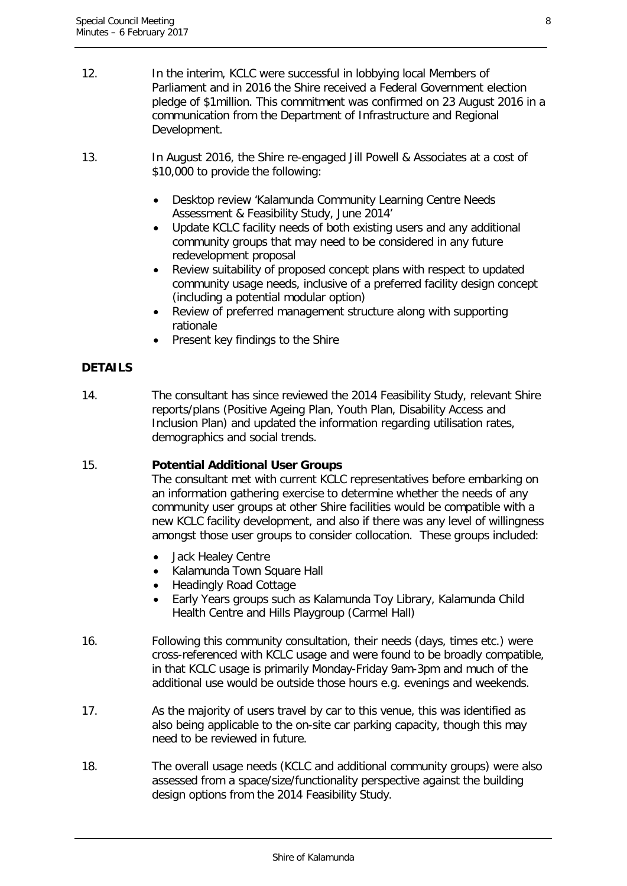12. In the interim, KCLC were successful in lobbying local Members of Parliament and in 2016 the Shire received a Federal Government election pledge of $1million. This commitment was confirmed on 23 August 2016 in a communication from the Department of Infrastructure and Regional Development.

13. In August 2016, the Shire re-engaged Jill Powell & Associates at a cost of $10,000 to provide the following:

    - Desktop review 'Kalamunda Community Learning Centre Needs Assessment & Feasibility Study, June 2014'
    - Update KCLC facility needs of both existing users and any additional community groups that may need to be considered in any future redevelopment proposal
    - Review suitability of proposed concept plans with respect to updated community usage needs, inclusive of a preferred facility design concept (including a potential modular option)
    - Review of preferred management structure along with supporting rationale
    - Present key findings to the Shire

**DETAILS**

14. The consultant has since reviewed the 2014 Feasibility Study, relevant Shire reports/plans (Positive Ageing Plan, Youth Plan, Disability Access and Inclusion Plan) and updated the information regarding utilisation rates, demographics and social trends.

15. **Potential Additional User Groups**
    The consultant met with current KCLC representatives before embarking on an information gathering exercise to determine whether the needs of any community user groups at other Shire facilities would be compatible with a new KCLC facility development, and also if there was any level of willingness amongst those user groups to consider collocation. These groups included:

    - Jack Healey Centre
    - Kalamunda Town Square Hall
    - Headingly Road Cottage
    - Early Years groups such as Kalamunda Toy Library, Kalamunda Child Health Centre and Hills Playgroup (Carmel Hall)

16. Following this community consultation, their needs (days, times etc.) were cross-referenced with KCLC usage and were found to be broadly compatible, in that KCLC usage is primarily Monday-Friday 9am-3pm and much of the additional use would be outside those hours e.g. evenings and weekends.

17. As the majority of users travel by car to this venue, this was identified as also being applicable to the on-site car parking capacity, though this may need to be reviewed in future.

18. The overall usage needs (KCLC and additional community groups) were also assessed from a space/size/functionality perspective against the building design options from the 2014 Feasibility Study.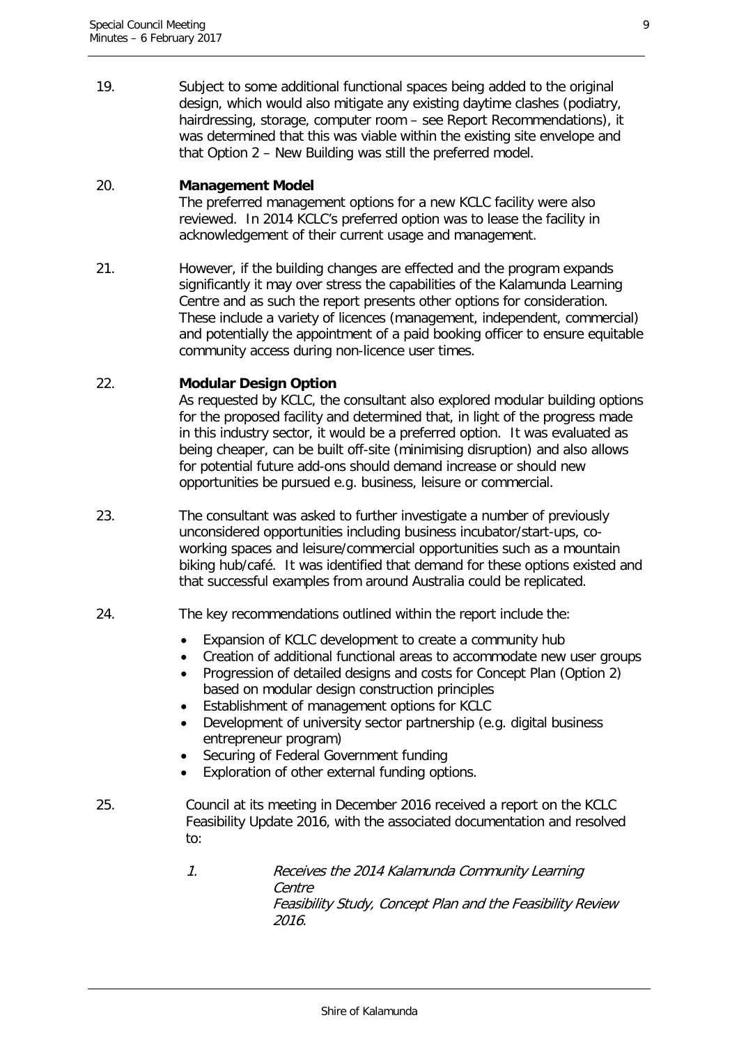19. Subject to some additional functional spaces being added to the original design, which would also mitigate any existing daytime clashes (podiatry, hairdressing, storage, computer room – see Report Recommendations), it was determined that this was viable within the existing site envelope and that Option 2 – New Building was still the preferred model.

20. **Management Model**
The preferred management options for a new KCLC facility were also reviewed. In 2014 KCLC's preferred option was to lease the facility in acknowledgement of their current usage and management.

21. However, if the building changes are effected and the program expands significantly it may over stress the capabilities of the Kalamunda Learning Centre and as such the report presents other options for consideration. These include a variety of licences (management, independent, commercial) and potentially the appointment of a paid booking officer to ensure equitable community access during non-licence user times.

22. **Modular Design Option**
As requested by KCLC, the consultant also explored modular building options for the proposed facility and determined that, in light of the progress made in this industry sector, it would be a preferred option. It was evaluated as being cheaper, can be built off-site (minimising disruption) and also allows for potential future add-ons should demand increase or should new opportunities be pursued e.g. business, leisure or commercial.

23. The consultant was asked to further investigate a number of previously unconsidered opportunities including business incubator/start-ups, co-working spaces and leisure/commercial opportunities such as a mountain biking hub/café. It was identified that demand for these options existed and that successful examples from around Australia could be replicated.

24. The key recommendations outlined within the report include the:

- Expansion of KCLC development to create a community hub
- Creation of additional functional areas to accommodate new user groups
- Progression of detailed designs and costs for Concept Plan (Option 2) based on modular design construction principles
- Establishment of management options for KCLC
- Development of university sector partnership (e.g. digital business entrepreneur program)
- Securing of Federal Government funding
- Exploration of other external funding options.

25. Council at its meeting in December 2016 received a report on the KCLC Feasibility Update 2016, with the associated documentation and resolved to:

    1. *Receives the 2014 Kalamunda Community Learning Centre Feasibility Study, Concept Plan and the Feasibility Review 2016.*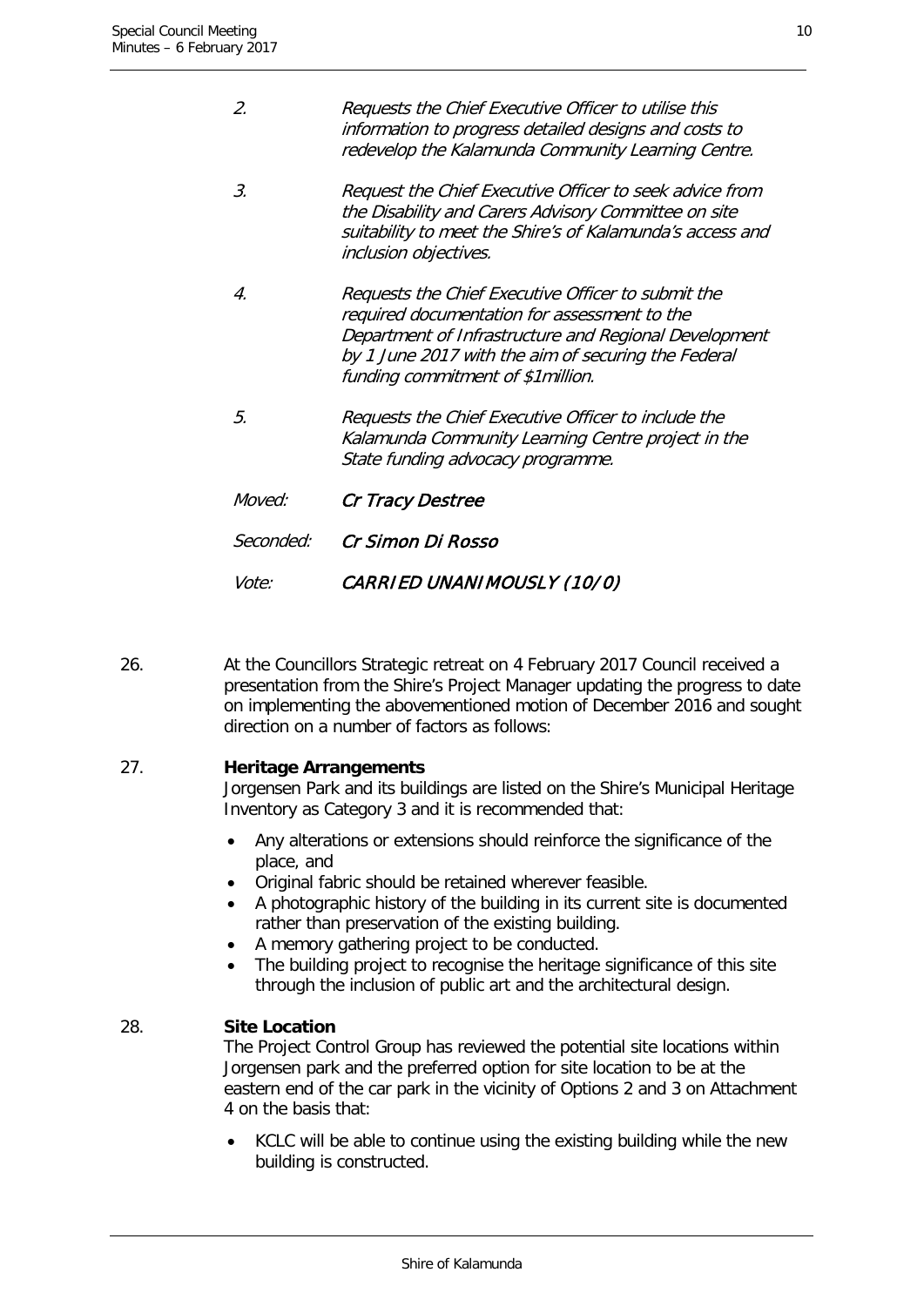2. *Requests the Chief Executive Officer to utilise this information to progress detailed designs and costs to redevelop the Kalamunda Community Learning Centre.*

3. *Request the Chief Executive Officer to seek advice from the Disability and Carers Advisory Committee on site suitability to meet the Shire's of Kalamunda's access and inclusion objectives.*

4. *Requests the Chief Executive Officer to submit the required documentation for assessment to the Department of Infrastructure and Regional Development by 1 June 2017 with the aim of securing the Federal funding commitment of $1million.*

5. *Requests the Chief Executive Officer to include the Kalamunda Community Learning Centre project in the State funding advocacy programme.*

*Moved:* ***Cr Tracy Destree***

*Seconded:* ***Cr Simon Di Rosso***

*Vote:* ***CARRIED UNANIMOUSLY (10/0)***

26. At the Councillors Strategic retreat on 4 February 2017 Council received a presentation from the Shire's Project Manager updating the progress to date on implementing the abovementioned motion of December 2016 and sought direction on a number of factors as follows:

27. **Heritage Arrangements**

Jorgensen Park and its buildings are listed on the Shire's Municipal Heritage Inventory as Category 3 and it is recommended that:

- Any alterations or extensions should reinforce the significance of the place, and
- Original fabric should be retained wherever feasible.
- A photographic history of the building in its current site is documented rather than preservation of the existing building.
- A memory gathering project to be conducted.
- The building project to recognise the heritage significance of this site through the inclusion of public art and the architectural design.

28. **Site Location**

The Project Control Group has reviewed the potential site locations within Jorgensen park and the preferred option for site location to be at the eastern end of the car park in the vicinity of Options 2 and 3 on Attachment 4 on the basis that:

- KCLC will be able to continue using the existing building while the new building is constructed.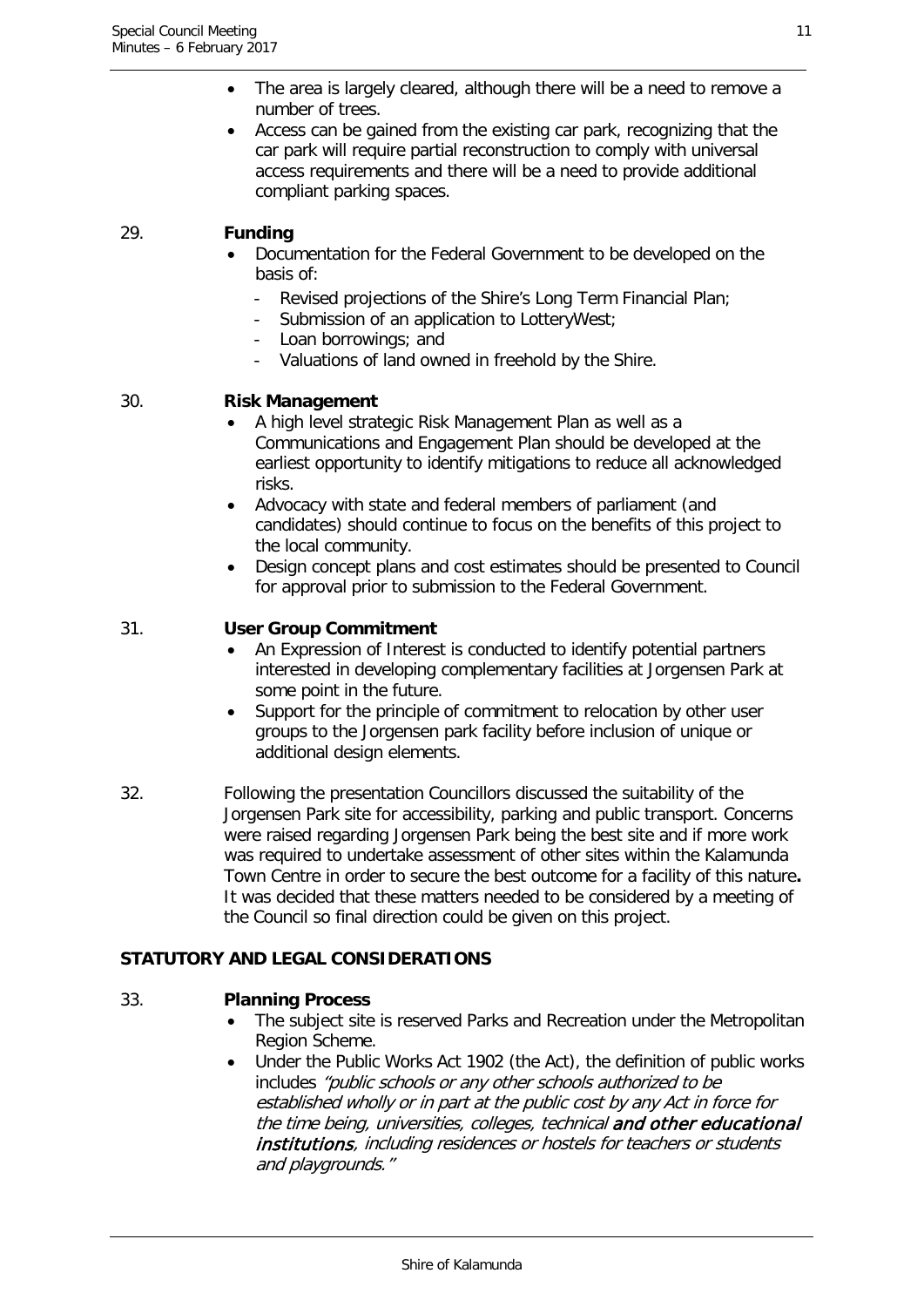- The area is largely cleared, although there will be a need to remove a number of trees.
- Access can be gained from the existing car park, recognizing that the car park will require partial reconstruction to comply with universal access requirements and there will be a need to provide additional compliant parking spaces.

29. **Funding**
   - Documentation for the Federal Government to be developed on the basis of:
     - Revised projections of the Shire's Long Term Financial Plan;
     - Submission of an application to LotteryWest;
     - Loan borrowings; and
     - Valuations of land owned in freehold by the Shire.

30. **Risk Management**
   - A high level strategic Risk Management Plan as well as a Communications and Engagement Plan should be developed at the earliest opportunity to identify mitigations to reduce all acknowledged risks.
   - Advocacy with state and federal members of parliament (and candidates) should continue to focus on the benefits of this project to the local community.
   - Design concept plans and cost estimates should be presented to Council for approval prior to submission to the Federal Government.

31. **User Group Commitment**
   - An Expression of Interest is conducted to identify potential partners interested in developing complementary facilities at Jorgensen Park at some point in the future.
   - Support for the principle of commitment to relocation by other user groups to the Jorgensen park facility before inclusion of unique or additional design elements.

32. Following the presentation Councillors discussed the suitability of the Jorgensen Park site for accessibility, parking and public transport. Concerns were raised regarding Jorgensen Park being the best site and if more work was required to undertake assessment of other sites within the Kalamunda Town Centre in order to secure the best outcome for a facility of this nature**.** It was decided that these matters needed to be considered by a meeting of the Council so final direction could be given on this project.

## STATUTORY AND LEGAL CONSIDERATIONS

33. **Planning Process**
   - The subject site is reserved Parks and Recreation under the Metropolitan Region Scheme.
   - Under the Public Works Act 1902 (the Act), the definition of public works includes *"public schools or any other schools authorized to be established wholly or in part at the public cost by any Act in force for the time being, universities, colleges, technical* ***and other educational institutions****, including residences or hostels for teachers or students and playgrounds."*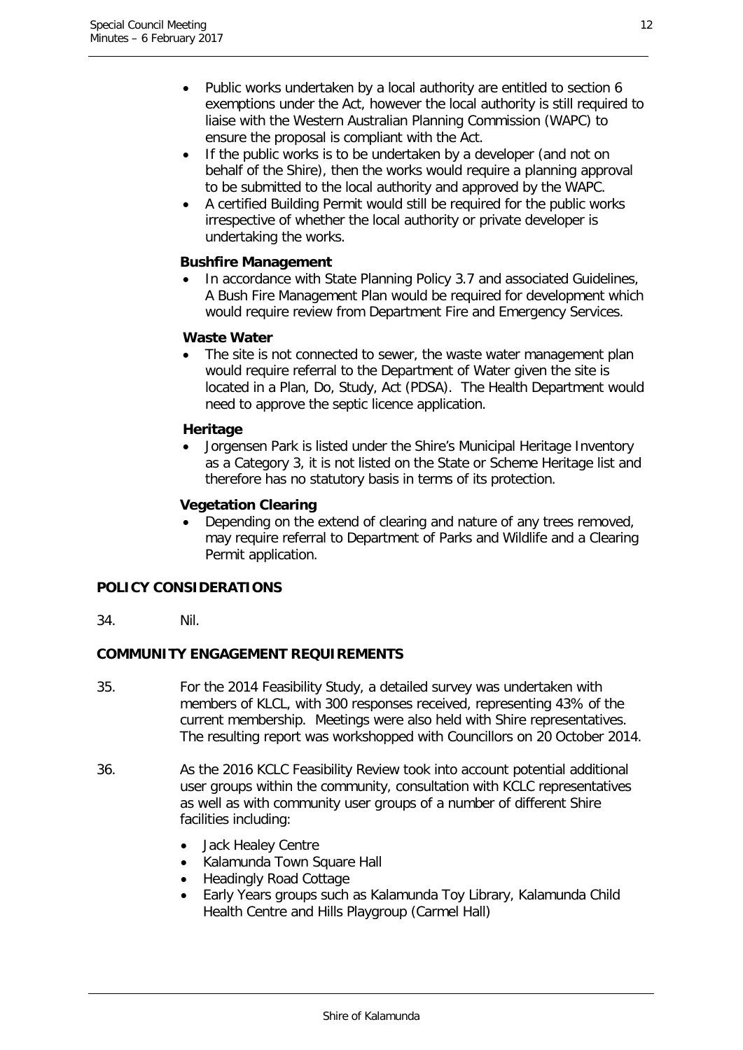- Public works undertaken by a local authority are entitled to section 6 exemptions under the Act, however the local authority is still required to liaise with the Western Australian Planning Commission (WAPC) to ensure the proposal is compliant with the Act.
- If the public works is to be undertaken by a developer (and not on behalf of the Shire), then the works would require a planning approval to be submitted to the local authority and approved by the WAPC.
- A certified Building Permit would still be required for the public works irrespective of whether the local authority or private developer is undertaking the works.

**Bushfire Management**

- In accordance with State Planning Policy 3.7 and associated Guidelines, A Bush Fire Management Plan would be required for development which would require review from Department Fire and Emergency Services.

**Waste Water**

- The site is not connected to sewer, the waste water management plan would require referral to the Department of Water given the site is located in a Plan, Do, Study, Act (PDSA). The Health Department would need to approve the septic licence application.

**Heritage**

- Jorgensen Park is listed under the Shire's Municipal Heritage Inventory as a Category 3, it is not listed on the State or Scheme Heritage list and therefore has no statutory basis in terms of its protection.

**Vegetation Clearing**

- Depending on the extend of clearing and nature of any trees removed, may require referral to Department of Parks and Wildlife and a Clearing Permit application.

**POLICY CONSIDERATIONS**

34. Nil.

**COMMUNITY ENGAGEMENT REQUIREMENTS**

35. For the 2014 Feasibility Study, a detailed survey was undertaken with members of KLCL, with 300 responses received, representing 43% of the current membership. Meetings were also held with Shire representatives. The resulting report was workshopped with Councillors on 20 October 2014.

36. As the 2016 KCLC Feasibility Review took into account potential additional user groups within the community, consultation with KCLC representatives as well as with community user groups of a number of different Shire facilities including:

    - Jack Healey Centre
    - Kalamunda Town Square Hall
    - Headingly Road Cottage
    - Early Years groups such as Kalamunda Toy Library, Kalamunda Child Health Centre and Hills Playgroup (Carmel Hall)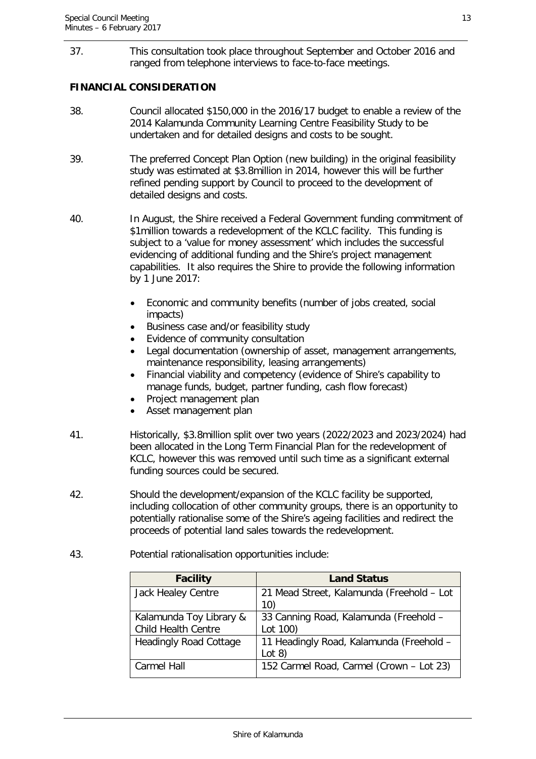37. This consultation took place throughout September and October 2016 and ranged from telephone interviews to face-to-face meetings.

**FINANCIAL CONSIDERATION**

38. Council allocated $150,000 in the 2016/17 budget to enable a review of the 2014 Kalamunda Community Learning Centre Feasibility Study to be undertaken and for detailed designs and costs to be sought.

39. The preferred Concept Plan Option (new building) in the original feasibility study was estimated at $3.8million in 2014, however this will be further refined pending support by Council to proceed to the development of detailed designs and costs.

40. In August, the Shire received a Federal Government funding commitment of $1million towards a redevelopment of the KCLC facility. This funding is subject to a 'value for money assessment' which includes the successful evidencing of additional funding and the Shire's project management capabilities. It also requires the Shire to provide the following information by 1 June 2017:

    - Economic and community benefits (number of jobs created, social impacts)
    - Business case and/or feasibility study
    - Evidence of community consultation
    - Legal documentation (ownership of asset, management arrangements, maintenance responsibility, leasing arrangements)
    - Financial viability and competency (evidence of Shire's capability to manage funds, budget, partner funding, cash flow forecast)
    - Project management plan
    - Asset management plan

41. Historically, $3.8million split over two years (2022/2023 and 2023/2024) had been allocated in the Long Term Financial Plan for the redevelopment of KCLC, however this was removed until such time as a significant external funding sources could be secured.

42. Should the development/expansion of the KCLC facility be supported, including collocation of other community groups, there is an opportunity to potentially rationalise some of the Shire's ageing facilities and redirect the proceeds of potential land sales towards the redevelopment.

43. Potential rationalisation opportunities include:

| Facility | Land Status |
|---|---|
| Jack Healey Centre | 21 Mead Street, Kalamunda (Freehold – Lot 10) |
| Kalamunda Toy Library & Child Health Centre | 33 Canning Road, Kalamunda (Freehold – Lot 100) |
| Headingly Road Cottage | 11 Headingly Road, Kalamunda (Freehold – Lot 8) |
| Carmel Hall | 152 Carmel Road, Carmel (Crown – Lot 23) |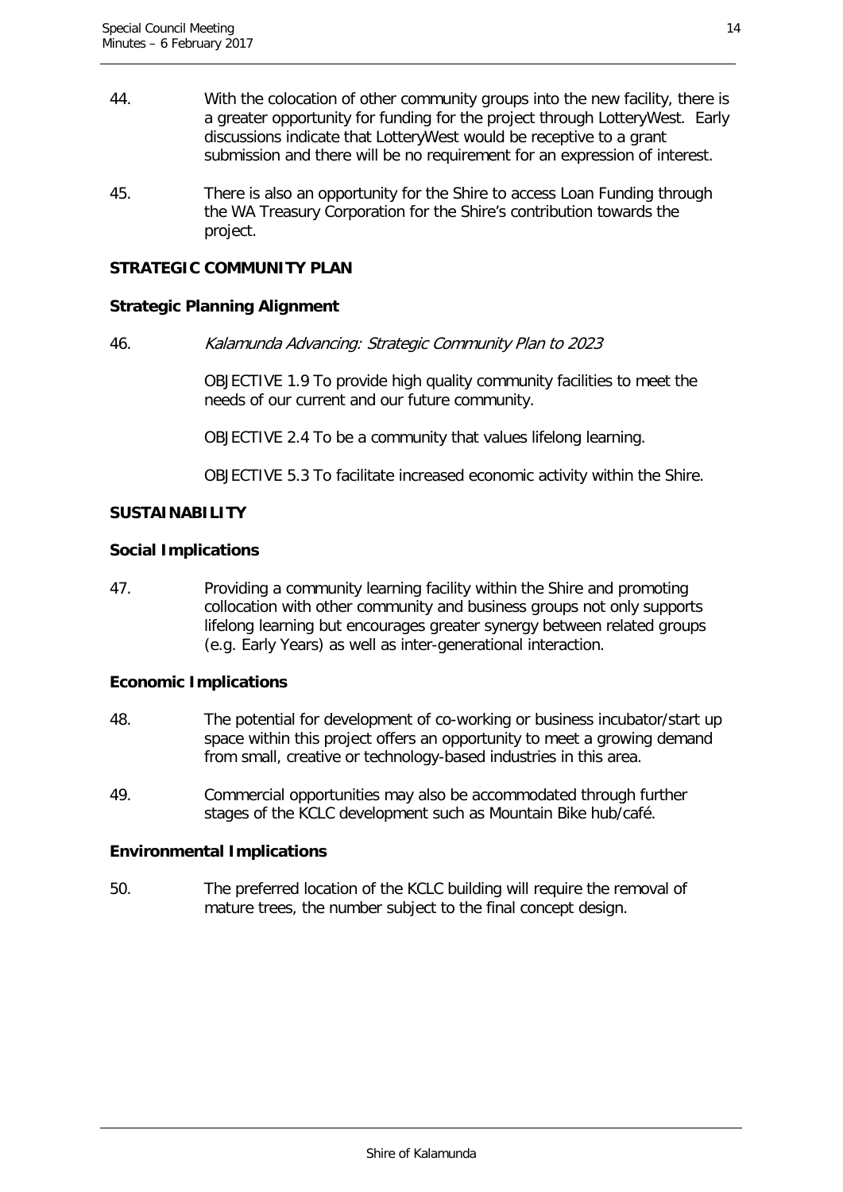44. With the colocation of other community groups into the new facility, there is a greater opportunity for funding for the project through LotteryWest. Early discussions indicate that LotteryWest would be receptive to a grant submission and there will be no requirement for an expression of interest.

45. There is also an opportunity for the Shire to access Loan Funding through the WA Treasury Corporation for the Shire's contribution towards the project.

## STRATEGIC COMMUNITY PLAN

### Strategic Planning Alignment

46. *Kalamunda Advancing: Strategic Community Plan to 2023*

    OBJECTIVE 1.9 To provide high quality community facilities to meet the needs of our current and our future community.

    OBJECTIVE 2.4 To be a community that values lifelong learning.

    OBJECTIVE 5.3 To facilitate increased economic activity within the Shire.

## SUSTAINABILITY

### Social Implications

47. Providing a community learning facility within the Shire and promoting collocation with other community and business groups not only supports lifelong learning but encourages greater synergy between related groups (e.g. Early Years) as well as inter-generational interaction.

### Economic Implications

48. The potential for development of co-working or business incubator/start up space within this project offers an opportunity to meet a growing demand from small, creative or technology-based industries in this area.

49. Commercial opportunities may also be accommodated through further stages of the KCLC development such as Mountain Bike hub/café.

### Environmental Implications

50. The preferred location of the KCLC building will require the removal of mature trees, the number subject to the final concept design.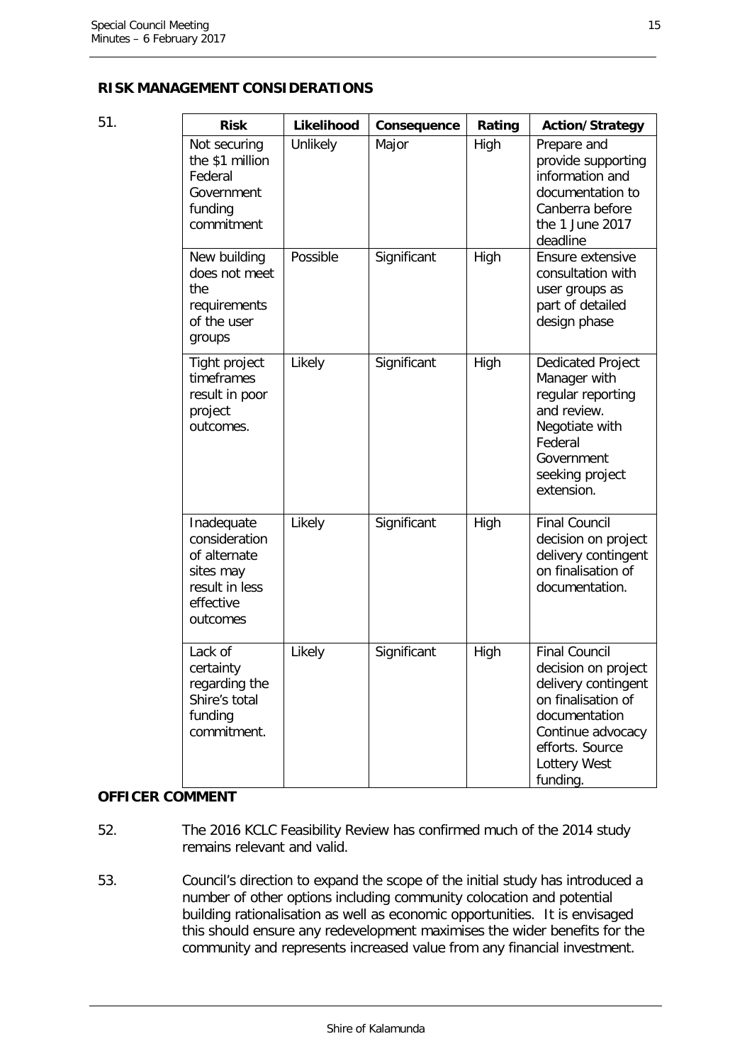## RISK MANAGEMENT CONSIDERATIONS

51.

| Risk | Likelihood | Consequence | Rating | Action/Strategy |
|---|---|---|---|---|
| Not securing the $1 million Federal Government funding commitment | Unlikely | Major | High | Prepare and provide supporting information and documentation to Canberra before the 1 June 2017 deadline |
| New building does not meet the requirements of the user groups | Possible | Significant | High | Ensure extensive consultation with user groups as part of detailed design phase |
| Tight project timeframes result in poor project outcomes. | Likely | Significant | High | Dedicated Project Manager with regular reporting and review. Negotiate with Federal Government seeking project extension. |
| Inadequate consideration of alternate sites may result in less effective outcomes | Likely | Significant | High | Final Council decision on project delivery contingent on finalisation of documentation. |
| Lack of certainty regarding the Shire's total funding commitment. | Likely | Significant | High | Final Council decision on project delivery contingent on finalisation of documentation Continue advocacy efforts. Source Lottery West funding. |

## OFFICER COMMENT

52. The 2016 KCLC Feasibility Review has confirmed much of the 2014 study remains relevant and valid.

53. Council's direction to expand the scope of the initial study has introduced a number of other options including community colocation and potential building rationalisation as well as economic opportunities. It is envisaged this should ensure any redevelopment maximises the wider benefits for the community and represents increased value from any financial investment.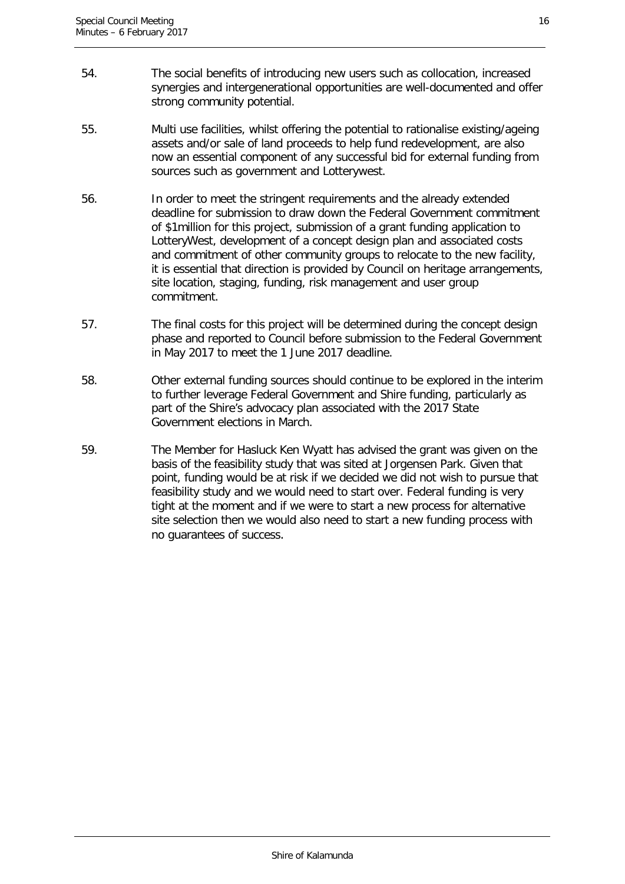54. The social benefits of introducing new users such as collocation, increased synergies and intergenerational opportunities are well-documented and offer strong community potential.

55. Multi use facilities, whilst offering the potential to rationalise existing/ageing assets and/or sale of land proceeds to help fund redevelopment, are also now an essential component of any successful bid for external funding from sources such as government and Lotterywest.

56. In order to meet the stringent requirements and the already extended deadline for submission to draw down the Federal Government commitment of $1million for this project, submission of a grant funding application to LotteryWest, development of a concept design plan and associated costs and commitment of other community groups to relocate to the new facility, it is essential that direction is provided by Council on heritage arrangements, site location, staging, funding, risk management and user group commitment.

57. The final costs for this project will be determined during the concept design phase and reported to Council before submission to the Federal Government in May 2017 to meet the 1 June 2017 deadline.

58. Other external funding sources should continue to be explored in the interim to further leverage Federal Government and Shire funding, particularly as part of the Shire's advocacy plan associated with the 2017 State Government elections in March.

59. The Member for Hasluck Ken Wyatt has advised the grant was given on the basis of the feasibility study that was sited at Jorgensen Park. Given that point, funding would be at risk if we decided we did not wish to pursue that feasibility study and we would need to start over. Federal funding is very tight at the moment and if we were to start a new process for alternative site selection then we would also need to start a new funding process with no guarantees of success.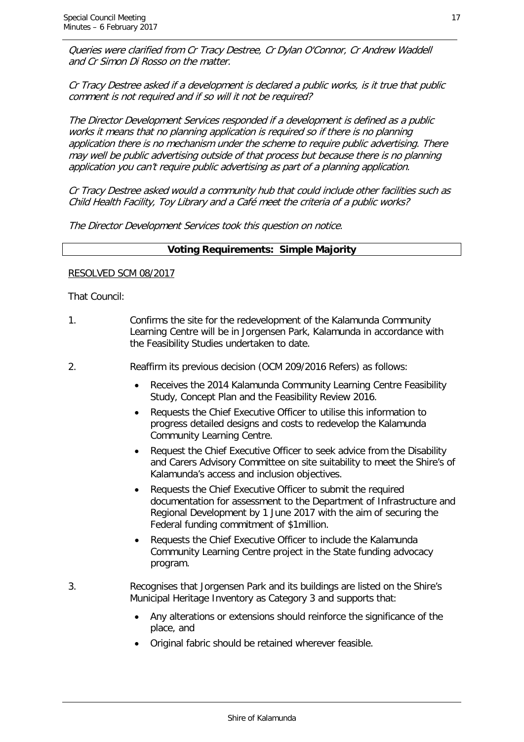*Queries were clarified from Cr Tracy Destree, Cr Dylan O'Connor, Cr Andrew Waddell and Cr Simon Di Rosso on the matter.*

*Cr Tracy Destree asked if a development is declared a public works, is it true that public comment is not required and if so will it not be required?*

*The Director Development Services responded if a development is defined as a public works it means that no planning application is required so if there is no planning application there is no mechanism under the scheme to require public advertising. There may well be public advertising outside of that process but because there is no planning application you can't require public advertising as part of a planning application.*

*Cr Tracy Destree asked would a community hub that could include other facilities such as Child Health Facility, Toy Library and a Café meet the criteria of a public works?*

*The Director Development Services took this question on notice.*

| **Voting Requirements: Simple Majority** |
|---|

RESOLVED SCM 08/2017

That Council:

1. Confirms the site for the redevelopment of the Kalamunda Community Learning Centre will be in Jorgensen Park, Kalamunda in accordance with the Feasibility Studies undertaken to date.

2. Reaffirm its previous decision (OCM 209/2016 Refers) as follows:

   - Receives the 2014 Kalamunda Community Learning Centre Feasibility Study, Concept Plan and the Feasibility Review 2016.
   - Requests the Chief Executive Officer to utilise this information to progress detailed designs and costs to redevelop the Kalamunda Community Learning Centre.
   - Request the Chief Executive Officer to seek advice from the Disability and Carers Advisory Committee on site suitability to meet the Shire's of Kalamunda's access and inclusion objectives.
   - Requests the Chief Executive Officer to submit the required documentation for assessment to the Department of Infrastructure and Regional Development by 1 June 2017 with the aim of securing the Federal funding commitment of $1million.
   - Requests the Chief Executive Officer to include the Kalamunda Community Learning Centre project in the State funding advocacy program.

3. Recognises that Jorgensen Park and its buildings are listed on the Shire's Municipal Heritage Inventory as Category 3 and supports that:

   - Any alterations or extensions should reinforce the significance of the place, and
   - Original fabric should be retained wherever feasible.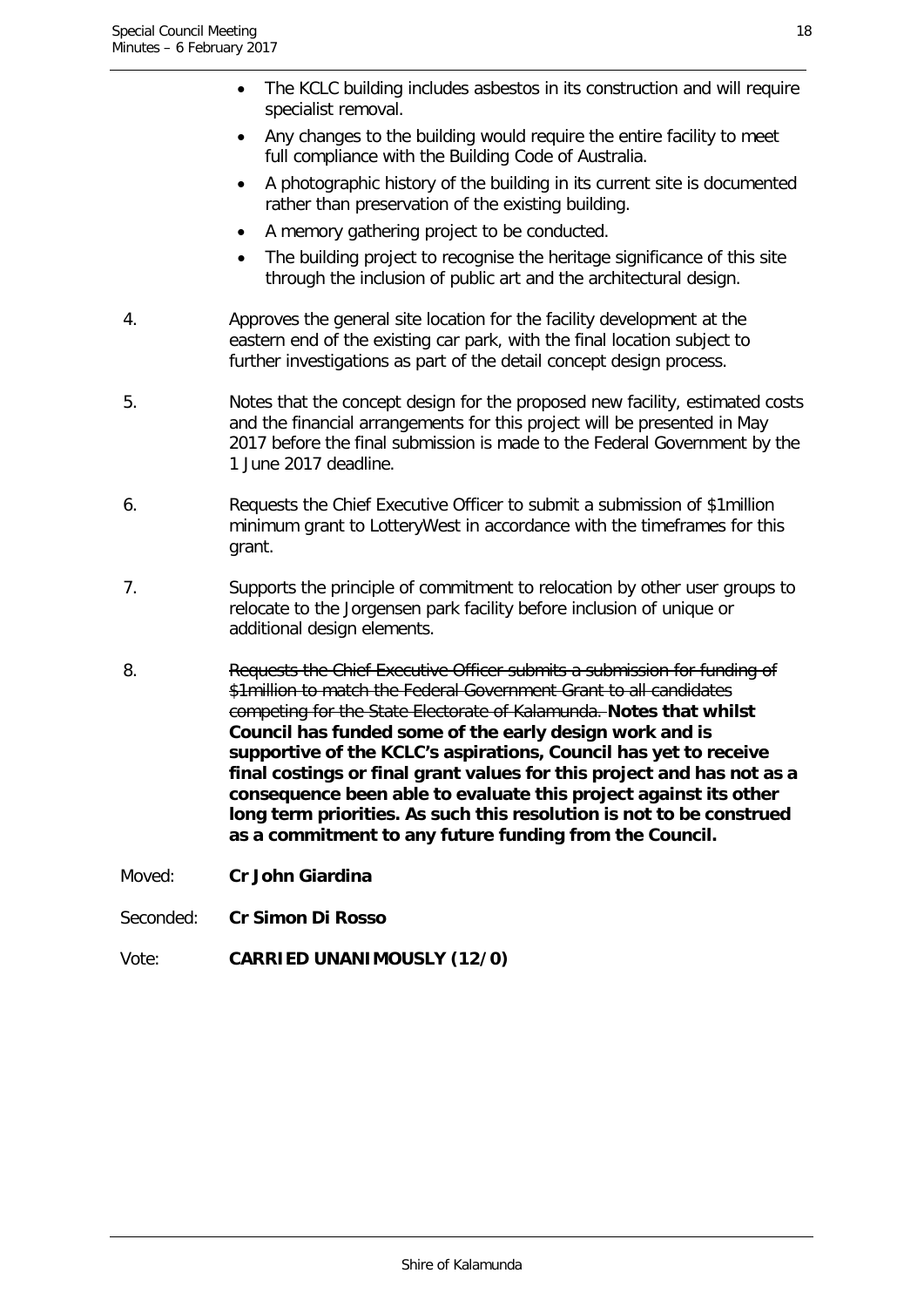- The KCLC building includes asbestos in its construction and will require specialist removal.
- Any changes to the building would require the entire facility to meet full compliance with the Building Code of Australia.
- A photographic history of the building in its current site is documented rather than preservation of the existing building.
- A memory gathering project to be conducted.
- The building project to recognise the heritage significance of this site through the inclusion of public art and the architectural design.

4. Approves the general site location for the facility development at the eastern end of the existing car park, with the final location subject to further investigations as part of the detail concept design process.

5. Notes that the concept design for the proposed new facility, estimated costs and the financial arrangements for this project will be presented in May 2017 before the final submission is made to the Federal Government by the 1 June 2017 deadline.

6. Requests the Chief Executive Officer to submit a submission of $1million minimum grant to LotteryWest in accordance with the timeframes for this grant.

7. Supports the principle of commitment to relocation by other user groups to relocate to the Jorgensen park facility before inclusion of unique or additional design elements.

8. ~~Requests the Chief Executive Officer submits a submission for funding of $1million to match the Federal Government Grant to all candidates competing for the State Electorate of Kalamunda.~~ **Notes that whilst Council has funded some of the early design work and is supportive of the KCLC's aspirations, Council has yet to receive final costings or final grant values for this project and has not as a consequence been able to evaluate this project against its other long term priorities. As such this resolution is not to be construed as a commitment to any future funding from the Council.**

Moved: **Cr John Giardina**

Seconded: **Cr Simon Di Rosso**

Vote: **CARRIED UNANIMOUSLY (12/0)**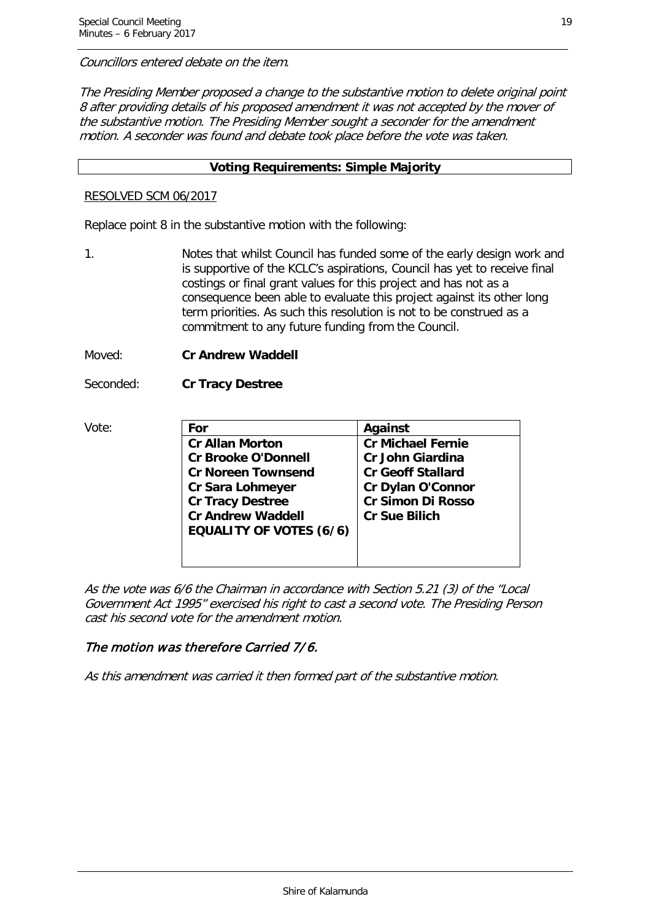*Councillors entered debate on the item.*

*The Presiding Member proposed a change to the substantive motion to delete original point 8 after providing details of his proposed amendment it was not accepted by the mover of the substantive motion. The Presiding Member sought a seconder for the amendment motion. A seconder was found and debate took place before the vote was taken.*

**Voting Requirements: Simple Majority**

RESOLVED SCM 06/2017

Replace point 8 in the substantive motion with the following:

1. Notes that whilst Council has funded some of the early design work and is supportive of the KCLC's aspirations, Council has yet to receive final costings or final grant values for this project and has not as a consequence been able to evaluate this project against its other long term priorities. As such this resolution is not to be construed as a commitment to any future funding from the Council.

Moved: **Cr Andrew Waddell**

Seconded: **Cr Tracy Destree**

Vote:

| For | Against |
|---|---|
| **Cr Allan Morton** | **Cr Michael Fernie** |
| **Cr Brooke O'Donnell** | **Cr John Giardina** |
| **Cr Noreen Townsend** | **Cr Geoff Stallard** |
| **Cr Sara Lohmeyer** | **Cr Dylan O'Connor** |
| **Cr Tracy Destree** | **Cr Simon Di Rosso** |
| **Cr Andrew Waddell** | **Cr Sue Bilich** |
| **EQUALITY OF VOTES (6/6)** | |

*As the vote was 6/6 the Chairman in accordance with Section 5.21 (3) of the "Local Government Act 1995" exercised his right to cast a second vote. The Presiding Person cast his second vote for the amendment motion.*

*The motion was therefore Carried 7/6.*

*As this amendment was carried it then formed part of the substantive motion.*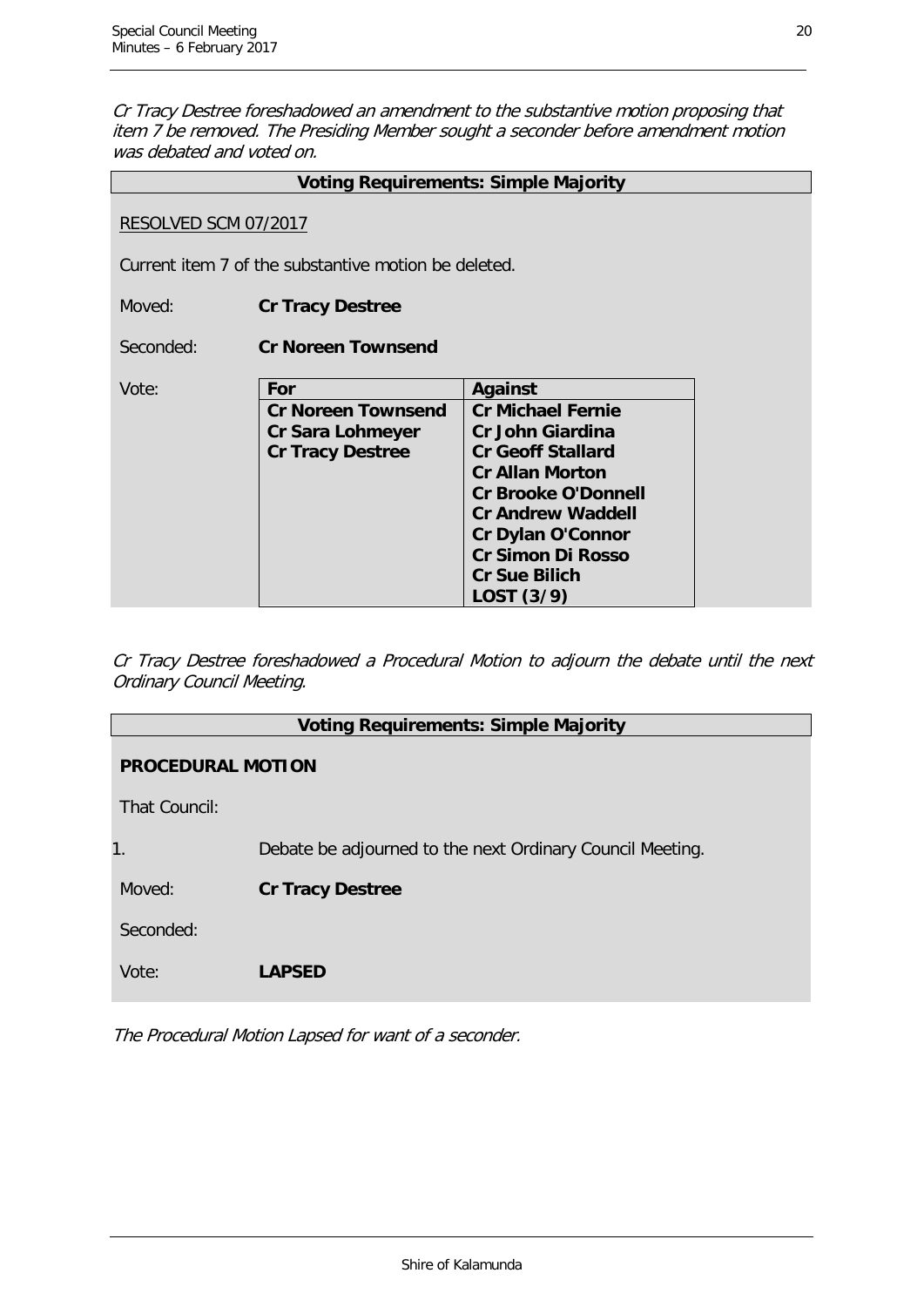*Cr Tracy Destree foreshadowed an amendment to the substantive motion proposing that item 7 be removed. The Presiding Member sought a seconder before amendment motion was debated and voted on.*

**Voting Requirements: Simple Majority**

RESOLVED SCM 07/2017

Current item 7 of the substantive motion be deleted.

Moved: **Cr Tracy Destree**

Seconded: **Cr Noreen Townsend**

Vote:

| For | Against |
|---|---|
| **Cr Noreen Townsend**<br>**Cr Sara Lohmeyer**<br>**Cr Tracy Destree** | **Cr Michael Fernie**<br>**Cr John Giardina**<br>**Cr Geoff Stallard**<br>**Cr Allan Morton**<br>**Cr Brooke O'Donnell**<br>**Cr Andrew Waddell**<br>**Cr Dylan O'Connor**<br>**Cr Simon Di Rosso**<br>**Cr Sue Bilich**<br>**LOST (3/9)** |

*Cr Tracy Destree foreshadowed a Procedural Motion to adjourn the debate until the next Ordinary Council Meeting.*

**Voting Requirements: Simple Majority**

**PROCEDURAL MOTION**

That Council:

1. Debate be adjourned to the next Ordinary Council Meeting.

Moved: **Cr Tracy Destree**

Seconded:

Vote: **LAPSED**

*The Procedural Motion Lapsed for want of a seconder.*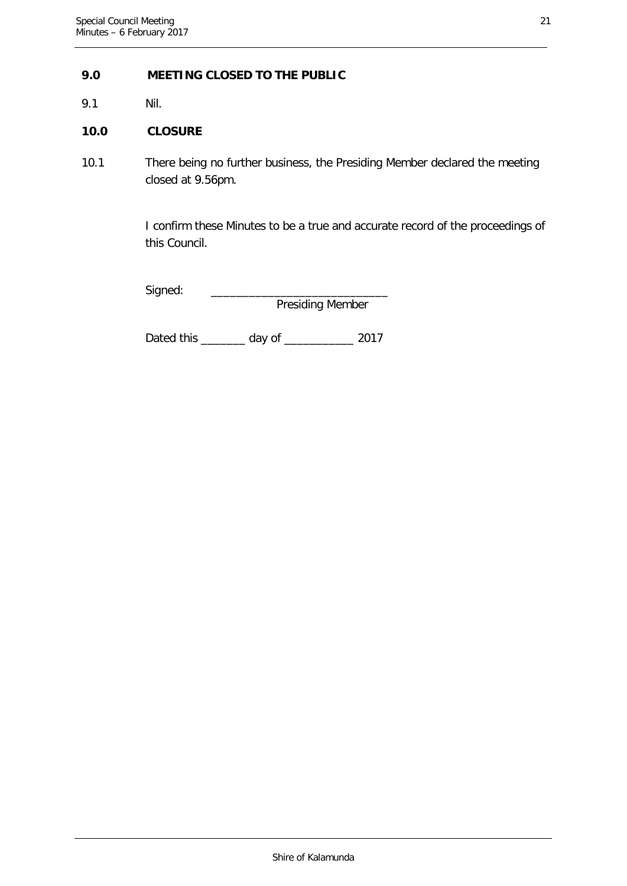## 9.0 MEETING CLOSED TO THE PUBLIC

9.1 Nil.

## 10.0 CLOSURE

10.1 There being no further business, the Presiding Member declared the meeting closed at 9.56pm.

I confirm these Minutes to be a true and accurate record of the proceedings of this Council.

Signed: ____________________________
Presiding Member

Dated this _______ day of ___________ 2017